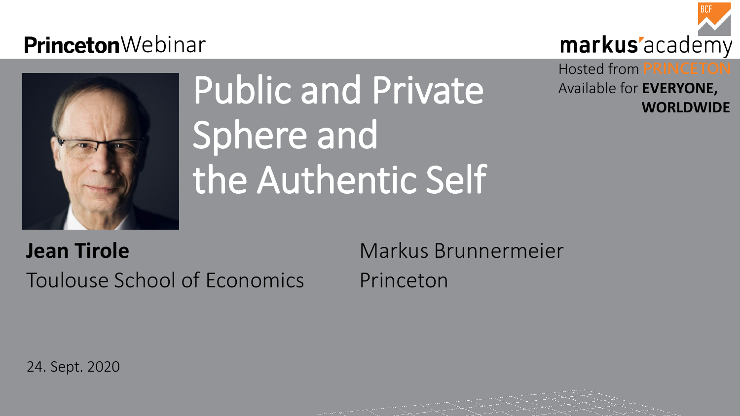Princeton Webinar

markus'academy

Hosted from PRINCETON
Available for **EVERYONE, WORLDWIDE**

# Public and Private Sphere and the Authentic Self

**Jean Tirole**
Toulouse School of Economics

Markus Brunnermeier
Princeton

24. Sept. 2020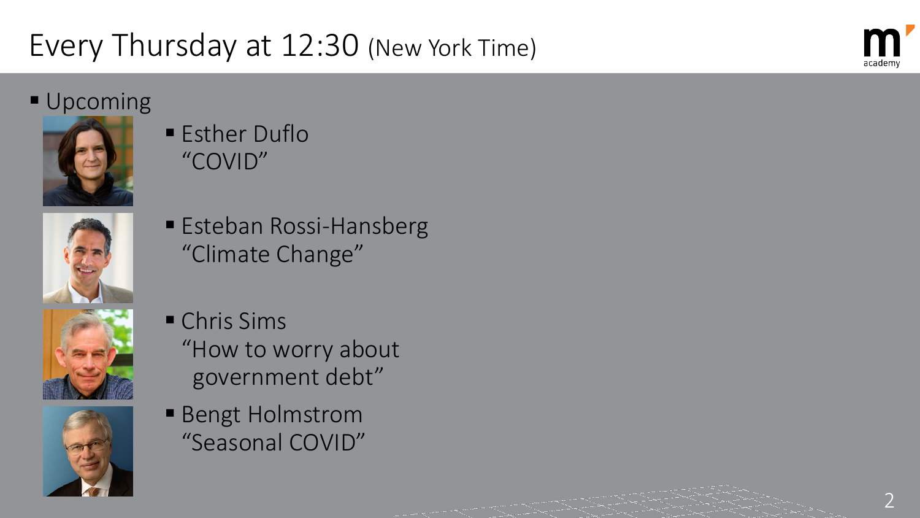# Every Thursday at 12:30 (New York Time)

- Upcoming
  - Esther Duflo
    "COVID"
  - Esteban Rossi-Hansberg
    "Climate Change"
  - Chris Sims
    "How to worry about government debt"
  - Bengt Holmstrom
    "Seasonal COVID"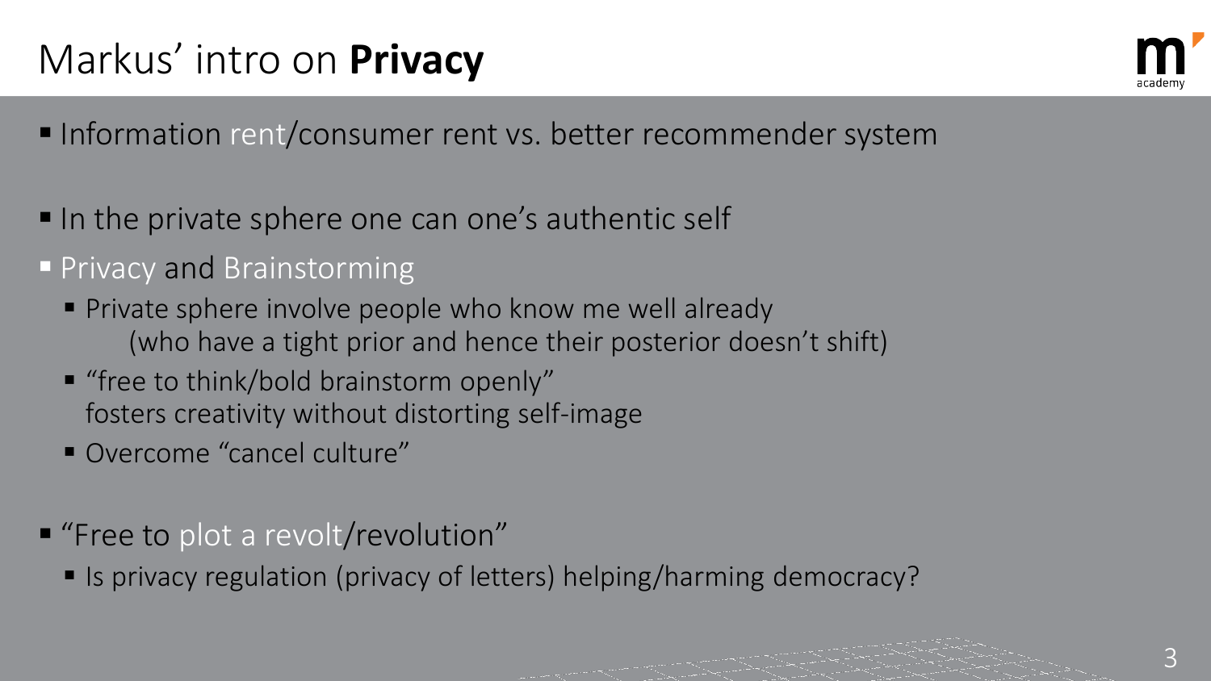# Markus' intro on **Privacy**

- Information rent/consumer rent vs. better recommender system

- In the private sphere one can one's authentic self
- Privacy and Brainstorming
  - Private sphere involve people who know me well already
    (who have a tight prior and hence their posterior doesn't shift)
  - "free to think/bold brainstorm openly"
    fosters creativity without distorting self-image
  - Overcome "cancel culture"

- "Free to plot a revolt/revolution"
  - Is privacy regulation (privacy of letters) helping/harming democracy?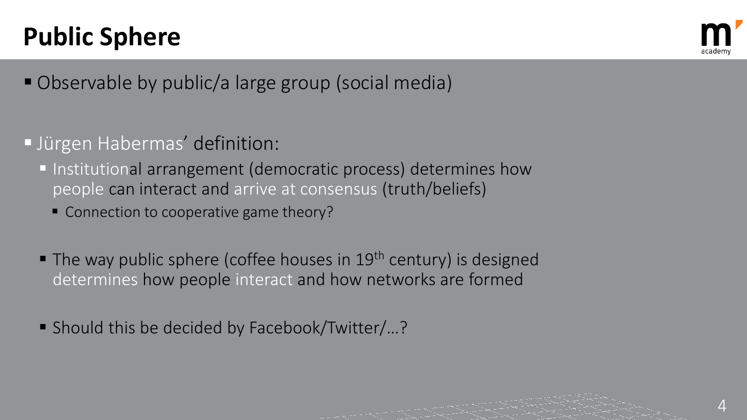# Public Sphere

- Observable by public/a large group (social media)

- Jürgen Habermas' definition:
  - Institutional arrangement (democratic process) determines how people can interact and arrive at consensus (truth/beliefs)
    - Connection to cooperative game theory?

  - The way public sphere (coffee houses in 19th century) is designed determines how people interact and how networks are formed

  - Should this be decided by Facebook/Twitter/…?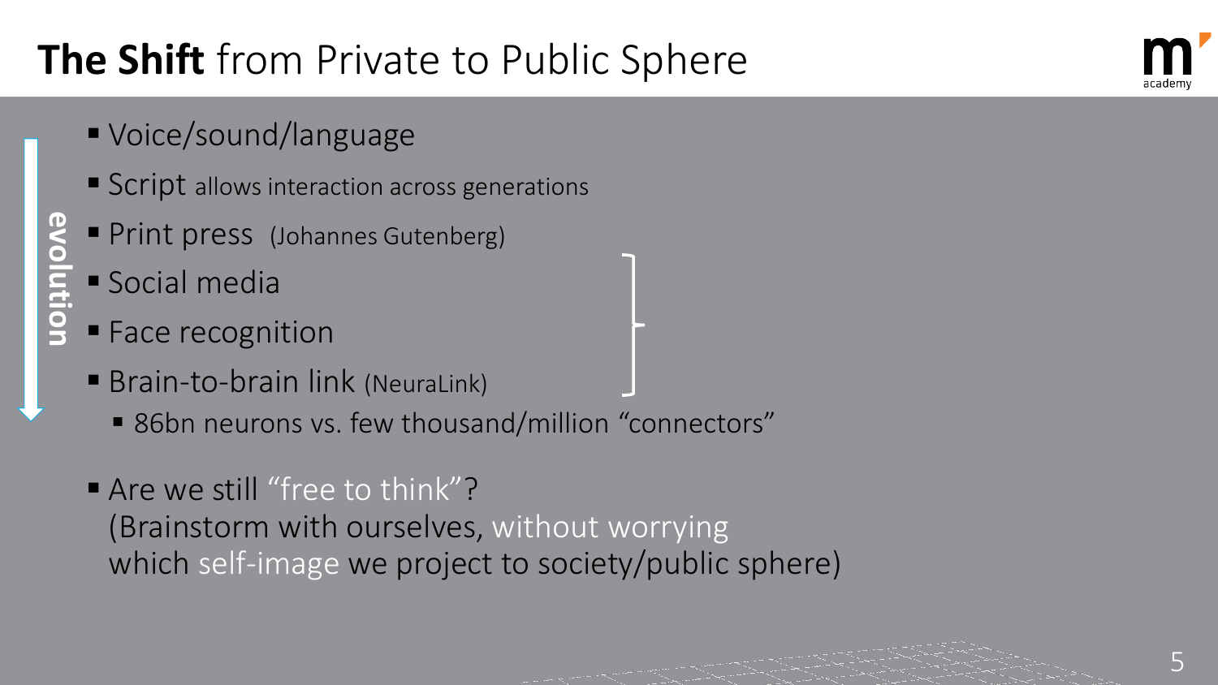# **The Shift** from Private to Public Sphere

evolution

- Voice/sound/language
- Script allows interaction across generations
- Print press (Johannes Gutenberg)
- Social media
- Face recognition
- Brain-to-brain link (NeuraLink)
  - 86bn neurons vs. few thousand/million “connectors”
- Are we still “free to think”?
  (Brainstorm with ourselves, without worrying which self-image we project to society/public sphere)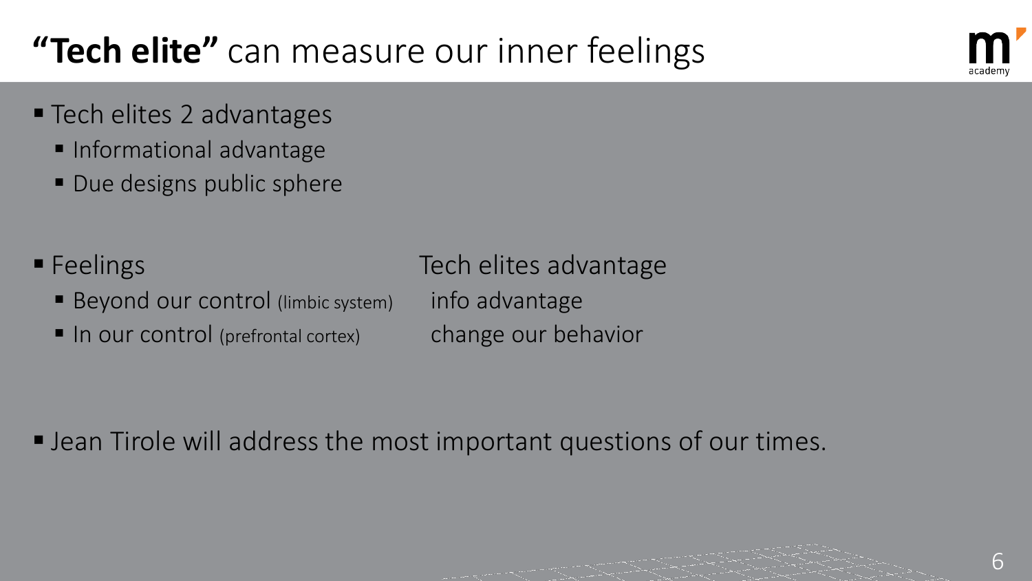# **"Tech elite"** can measure our inner feelings

- Tech elites 2 advantages
  - Informational advantage
  - Due designs public sphere

| Feelings | Tech elites advantage |
| --- | --- |
| Beyond our control (limbic system) | info advantage |
| In our control (prefrontal cortex) | change our behavior |

- Jean Tirole will address the most important questions of our times.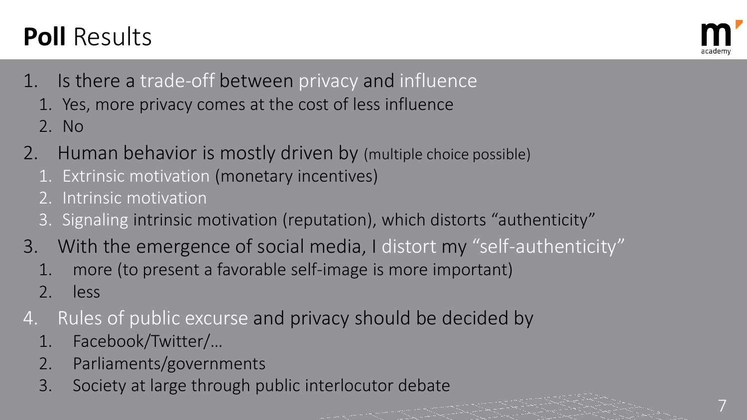# **Poll** Results

1. Is there a trade-off between privacy and influence
   1. Yes, more privacy comes at the cost of less influence
   2. No
2. Human behavior is mostly driven by (multiple choice possible)
   1. Extrinsic motivation (monetary incentives)
   2. Intrinsic motivation
   3. Signaling intrinsic motivation (reputation), which distorts "authenticity"
3. With the emergence of social media, I distort my "self-authenticity"
   1. more (to present a favorable self-image is more important)
   2. less
4. Rules of public excurse and privacy should be decided by
   1. Facebook/Twitter/…
   2. Parliaments/governments
   3. Society at large through public interlocutor debate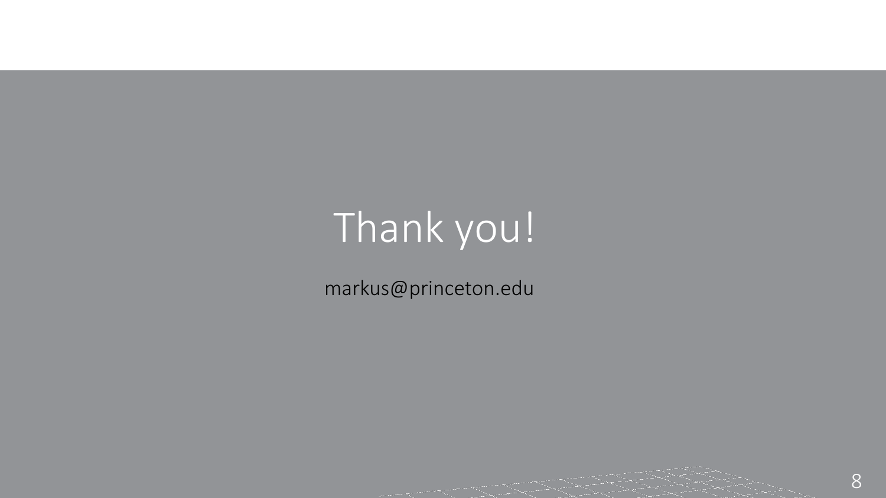# Thank you!

markus@princeton.edu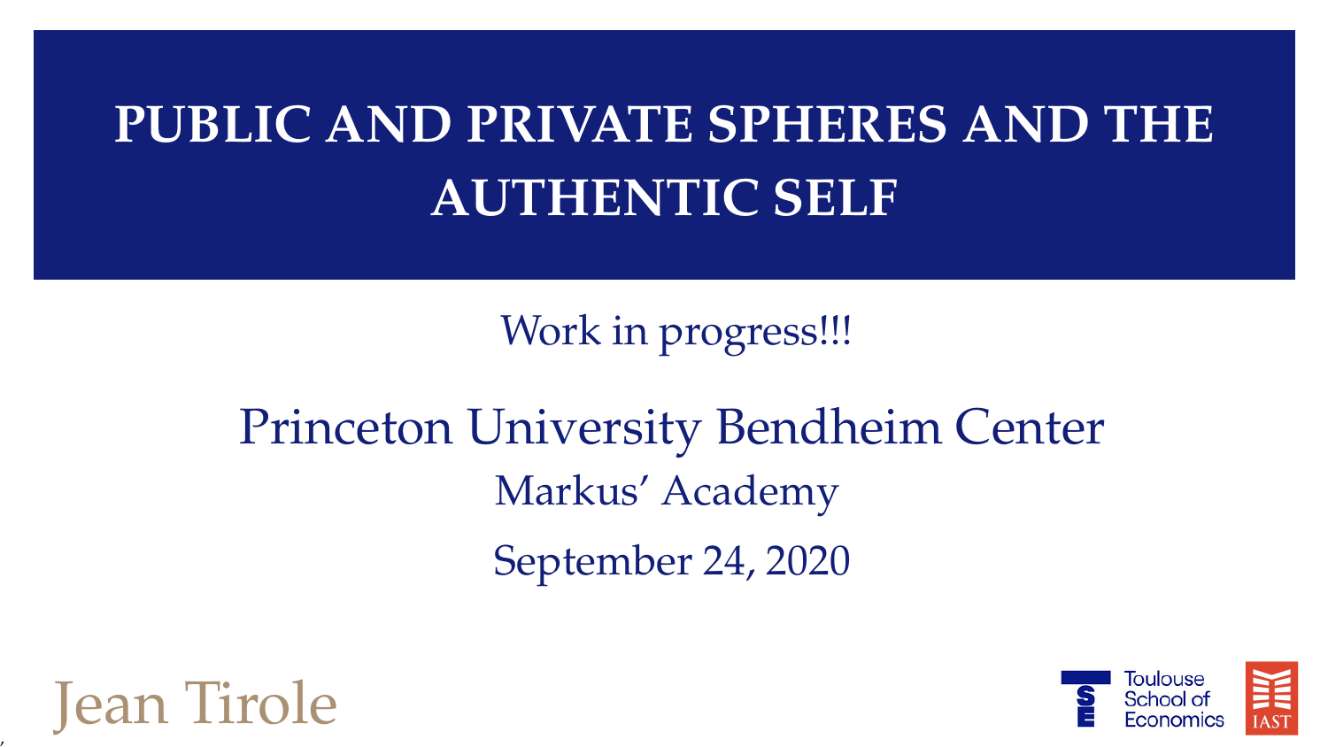# PUBLIC AND PRIVATE SPHERES AND THE AUTHENTIC SELF

Work in progress!!!

Princeton University Bendheim Center

Markus' Academy

September 24, 2020

Jean Tirole

Toulouse School of Economics

IAST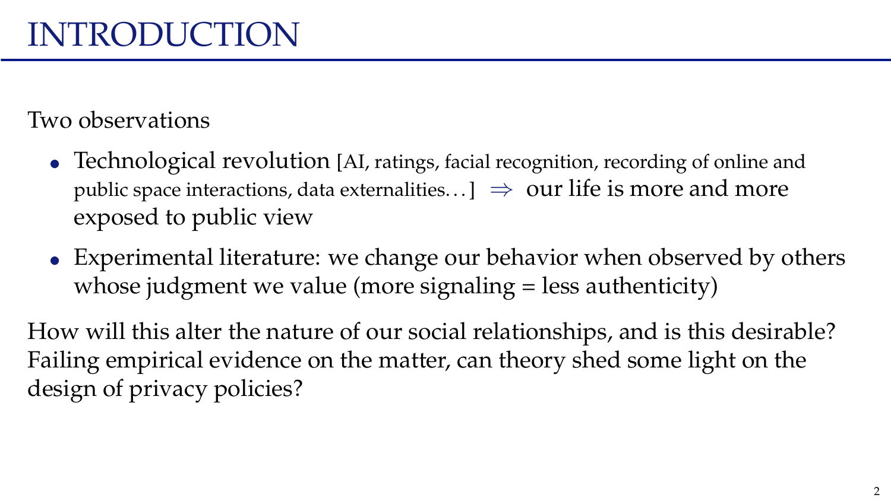# INTRODUCTION

Two observations

- Technological revolution [AI, ratings, facial recognition, recording of online and public space interactions, data externalities…] $\Rightarrow$ our life is more and more exposed to public view
- Experimental literature: we change our behavior when observed by others whose judgment we value (more signaling = less authenticity)

How will this alter the nature of our social relationships, and is this desirable? Failing empirical evidence on the matter, can theory shed some light on the design of privacy policies?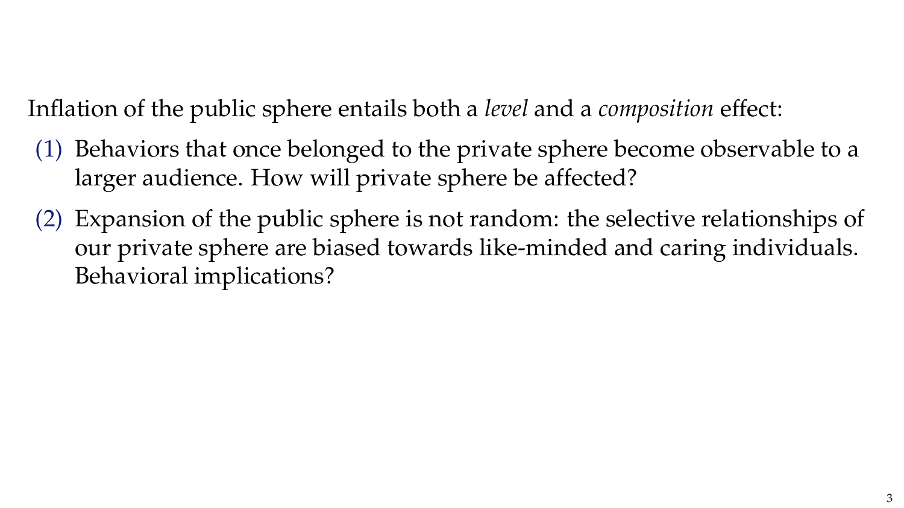Inflation of the public sphere entails both a *level* and a *composition* effect:

(1) Behaviors that once belonged to the private sphere become observable to a larger audience. How will private sphere be affected?

(2) Expansion of the public sphere is not random: the selective relationships of our private sphere are biased towards like-minded and caring individuals. Behavioral implications?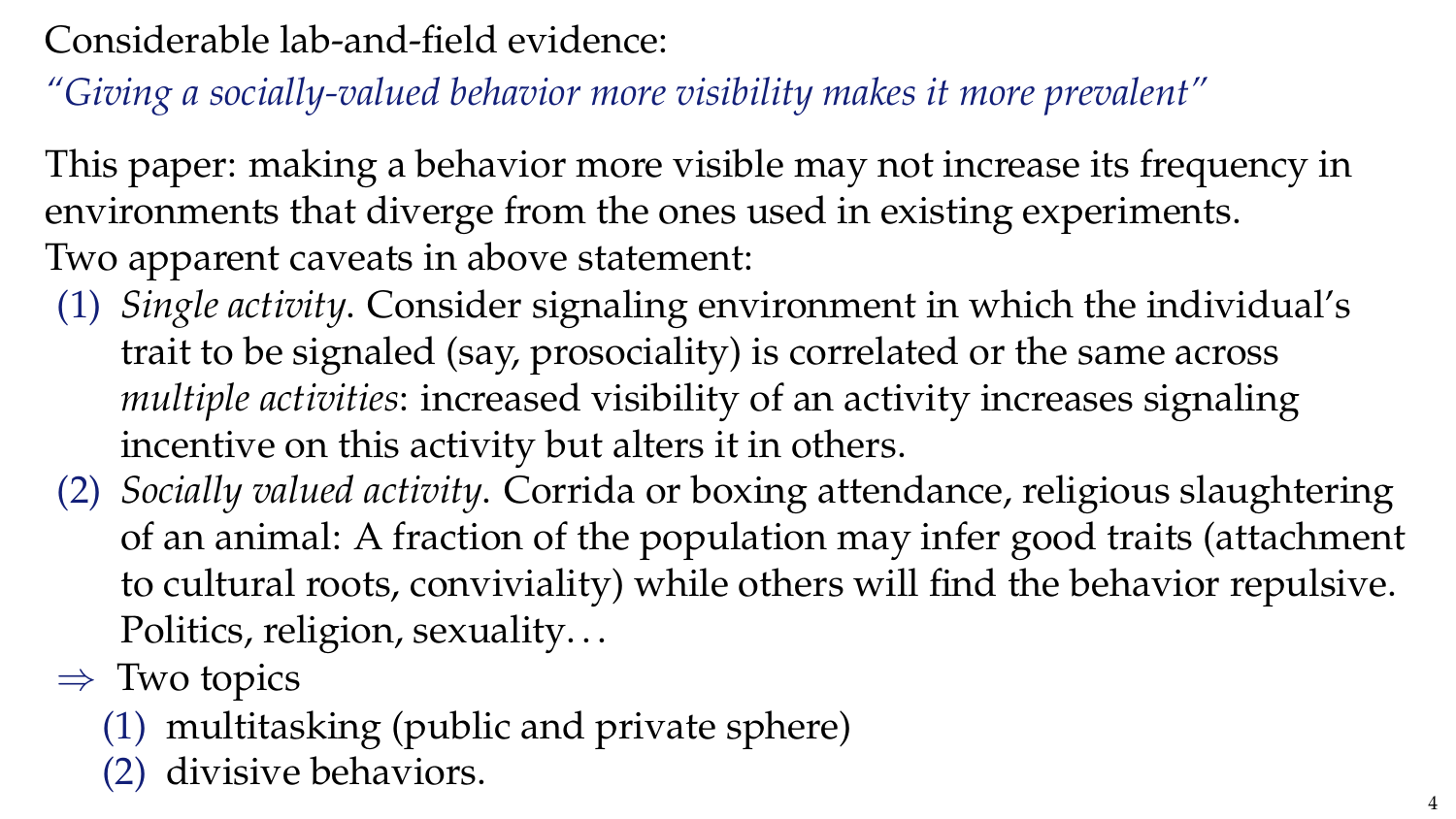Considerable lab-and-field evidence:

*"Giving a socially-valued behavior more visibility makes it more prevalent"*

This paper: making a behavior more visible may not increase its frequency in environments that diverge from the ones used in existing experiments.

Two apparent caveats in above statement:

(1) *Single activity*. Consider signaling environment in which the individual's trait to be signaled (say, prosociality) is correlated or the same across *multiple activities*: increased visibility of an activity increases signaling incentive on this activity but alters it in others.

(2) *Socially valued activity*. Corrida or boxing attendance, religious slaughtering of an animal: A fraction of the population may infer good traits (attachment to cultural roots, conviviality) while others will find the behavior repulsive. Politics, religion, sexuality…

$\Rightarrow$ Two topics

(1) multitasking (public and private sphere)

(2) divisive behaviors.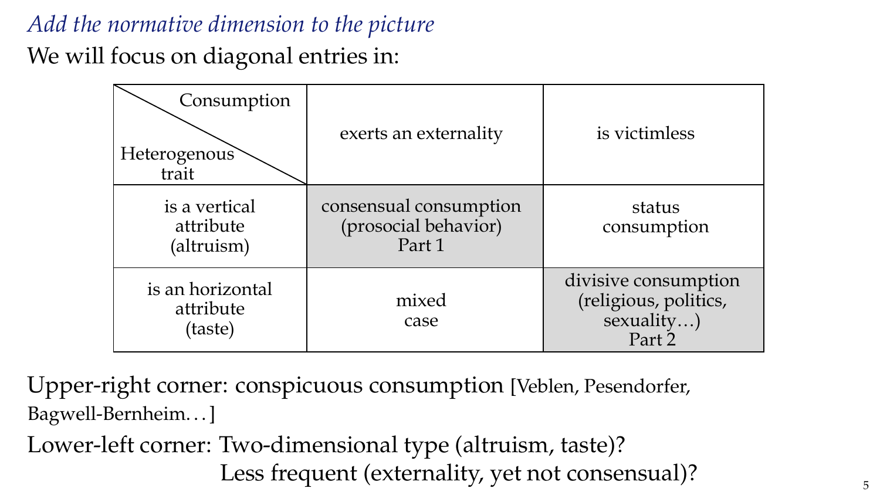*Add the normative dimension to the picture*

We will focus on diagonal entries in:

| Heterogenous trait \ Consumption | exerts an externality | is victimless |
|---|---|---|
| is a vertical attribute (altruism) | consensual consumption (prosocial behavior) Part 1 | status consumption |
| is an horizontal attribute (taste) | mixed case | divisive consumption (religious, politics, sexuality…) Part 2 |

Upper-right corner: conspicuous consumption [Veblen, Pesendorfer, Bagwell-Bernheim…]

Lower-left corner: Two-dimensional type (altruism, taste)?
Less frequent (externality, yet not consensual)?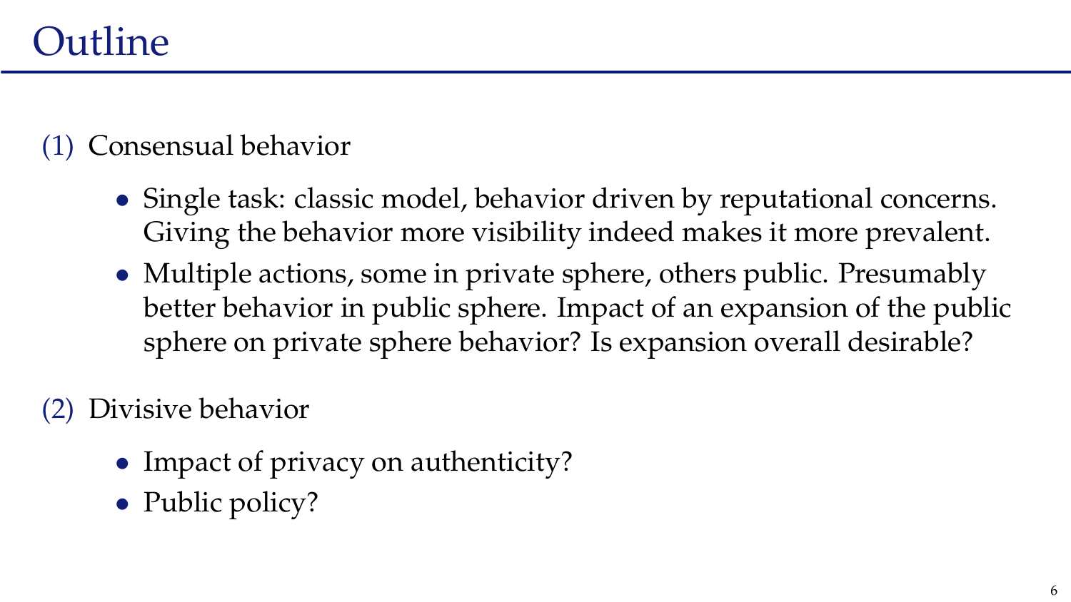# Outline

(1) Consensual behavior

- Single task: classic model, behavior driven by reputational concerns. Giving the behavior more visibility indeed makes it more prevalent.
- Multiple actions, some in private sphere, others public. Presumably better behavior in public sphere. Impact of an expansion of the public sphere on private sphere behavior? Is expansion overall desirable?

(2) Divisive behavior

- Impact of privacy on authenticity?
- Public policy?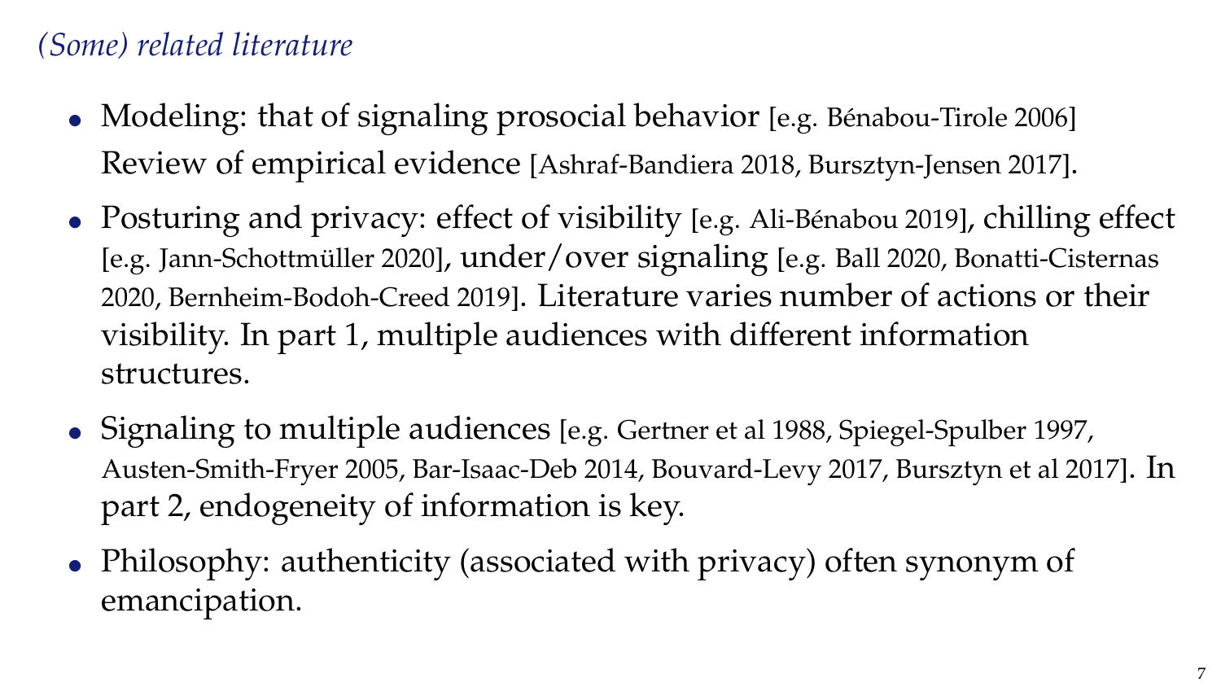## *(Some) related literature*

- Modeling: that of signaling prosocial behavior [e.g. Bénabou-Tirole 2006] Review of empirical evidence [Ashraf-Bandiera 2018, Bursztyn-Jensen 2017].
- Posturing and privacy: effect of visibility [e.g. Ali-Bénabou 2019], chilling effect [e.g. Jann-Schottmüller 2020], under/over signaling [e.g. Ball 2020, Bonatti-Cisternas 2020, Bernheim-Bodoh-Creed 2019]. Literature varies number of actions or their visibility. In part 1, multiple audiences with different information structures.
- Signaling to multiple audiences [e.g. Gertner et al 1988, Spiegel-Spulber 1997, Austen-Smith-Fryer 2005, Bar-Isaac-Deb 2014, Bouvard-Levy 2017, Bursztyn et al 2017]. In part 2, endogeneity of information is key.
- Philosophy: authenticity (associated with privacy) often synonym of emancipation.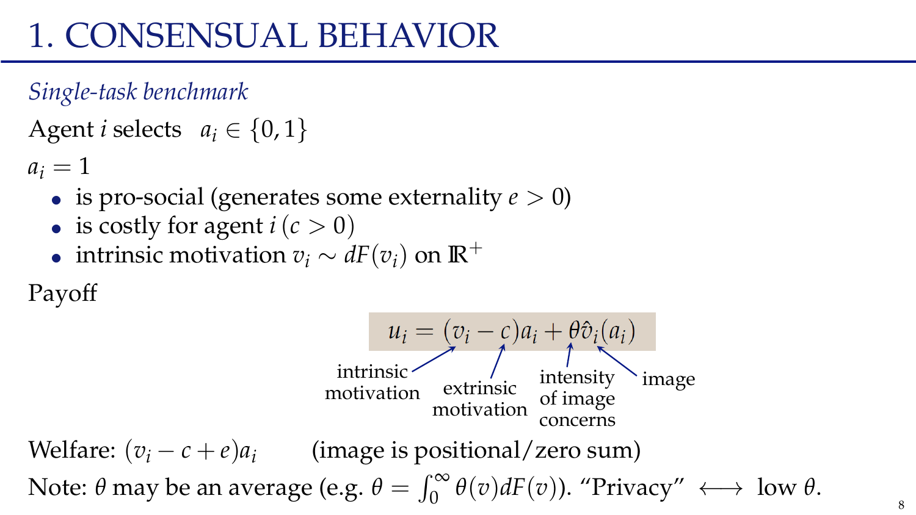# 1. CONSENSUAL BEHAVIOR

*Single-task benchmark*

Agent $i$ selects $a_i \in \{0, 1\}$

$a_i = 1$

- is pro-social (generates some externality $e > 0$)
- is costly for agent $i$ ($c > 0$)
- intrinsic motivation $v_i \sim dF(v_i)$ on $\mathbb{R}^+$

Payoff

$$u_i = (v_i - c)a_i + \theta \hat{v}_i(a_i)$$

($v_i$: intrinsic motivation; $c$: extrinsic motivation; $\theta$: intensity of image concerns; $\hat{v}_i(a_i)$: image)

Welfare: $(v_i - c + e)a_i$ (image is positional/zero sum)

Note: $\theta$ may be an average (e.g. $\theta = \int_0^\infty \theta(v)dF(v)$). "Privacy" $\longleftrightarrow$ low $\theta$.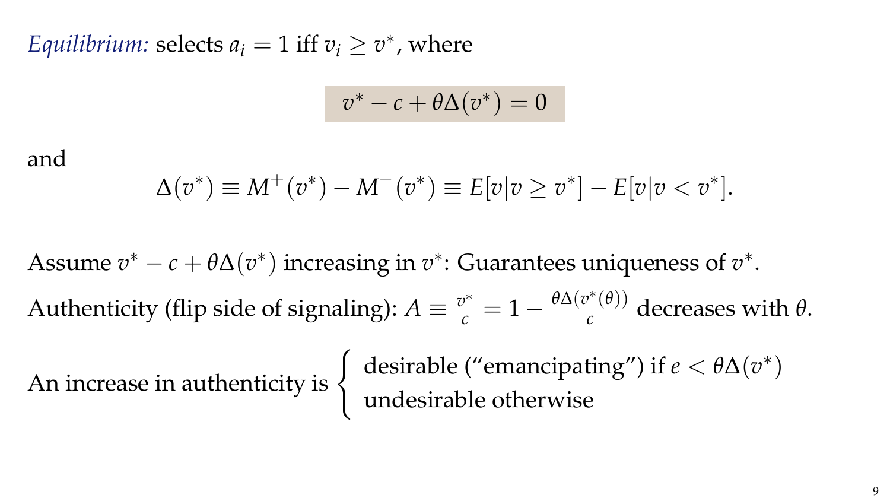*Equilibrium:* selects $a_i = 1$ iff $v_i \geq v^*$, where

$$v^* - c + \theta\Delta(v^*) = 0$$

and

$$\Delta(v^*) \equiv M^+(v^*) - M^-(v^*) \equiv E[v|v \geq v^*] - E[v|v < v^*].$$

Assume $v^* - c + \theta\Delta(v^*)$ increasing in $v^*$: Guarantees uniqueness of $v^*$.

Authenticity (flip side of signaling): $A \equiv \frac{v^*}{c} = 1 - \frac{\theta\Delta(v^*(\theta))}{c}$ decreases with $\theta$.

An increase in authenticity is $\begin{cases} \text{desirable ("emancipating") if } e < \theta\Delta(v^*) \\ \text{undesirable otherwise} \end{cases}$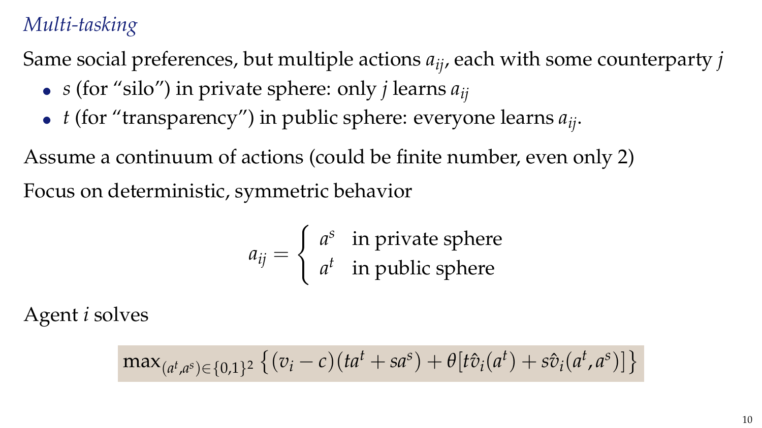## *Multi-tasking*

Same social preferences, but multiple actions $a_{ij}$, each with some counterparty $j$

- $s$ (for "silo") in private sphere: only $j$ learns $a_{ij}$
- $t$ (for "transparency") in public sphere: everyone learns $a_{ij}$.

Assume a continuum of actions (could be finite number, even only 2)

Focus on deterministic, symmetric behavior

$$a_{ij} = \begin{cases} a^s & \text{in private sphere} \\ a^t & \text{in public sphere} \end{cases}$$

Agent $i$ solves

$$\max_{(a^t, a^s) \in \{0,1\}^2} \left\{ (v_i - c)(ta^t + sa^s) + \theta [t\hat{v}_i(a^t) + s\hat{v}_i(a^t, a^s)] \right\}$$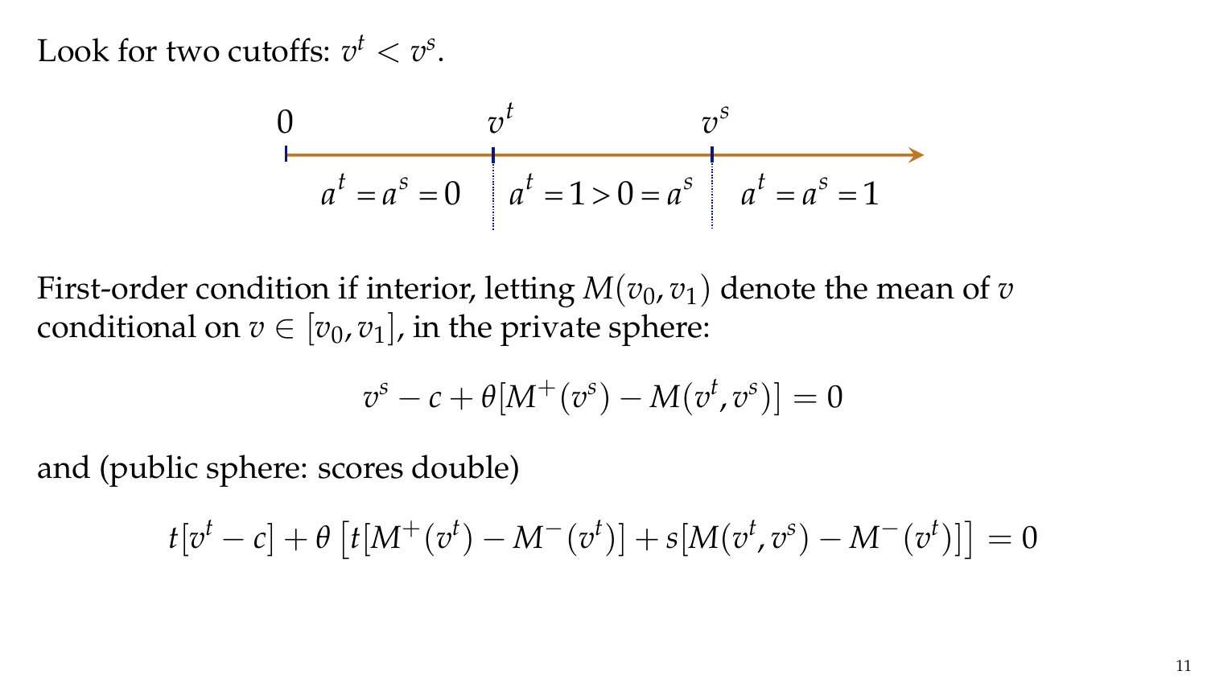Look for two cutoffs: $v^t < v^s$.

| $[0, v^t]$ | $[v^t, v^s]$ | $[v^s, \infty)$ |
|---|---|---|
| $a^t = a^s = 0$ | $a^t = 1 > 0 = a^s$ | $a^t = a^s = 1$ |

First-order condition if interior, letting $M(v_0, v_1)$ denote the mean of $v$ conditional on $v \in [v_0, v_1]$, in the private sphere:

$$v^s - c + \theta[M^+(v^s) - M(v^t, v^s)] = 0$$

and (public sphere: scores double)

$$t[v^t - c] + \theta\left[t[M^+(v^t) - M^-(v^t)] + s[M(v^t, v^s) - M^-(v^t)]\right] = 0$$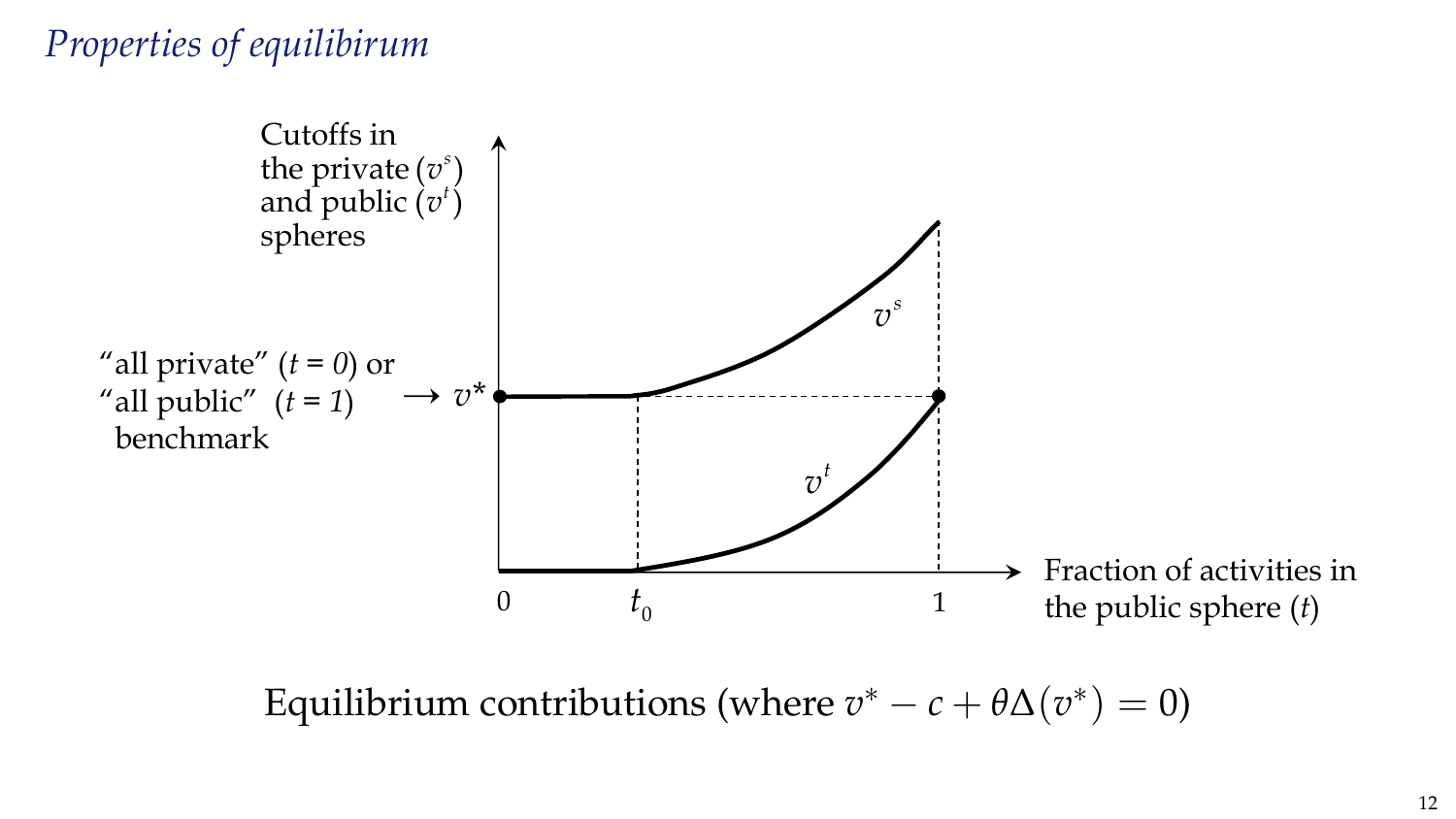## *Properties of equilibirum*

Cutoffs in the private ($v^s$) and public ($v^t$) spheres

"all private" ($t = 0$) or "all public" ($t = 1$) benchmark → $v^*$

$v^s$

$v^t$

0 $t_0$ 1

Fraction of activities in the public sphere ($t$)

Equilibrium contributions (where $v^* - c + \theta\Delta(v^*) = 0$)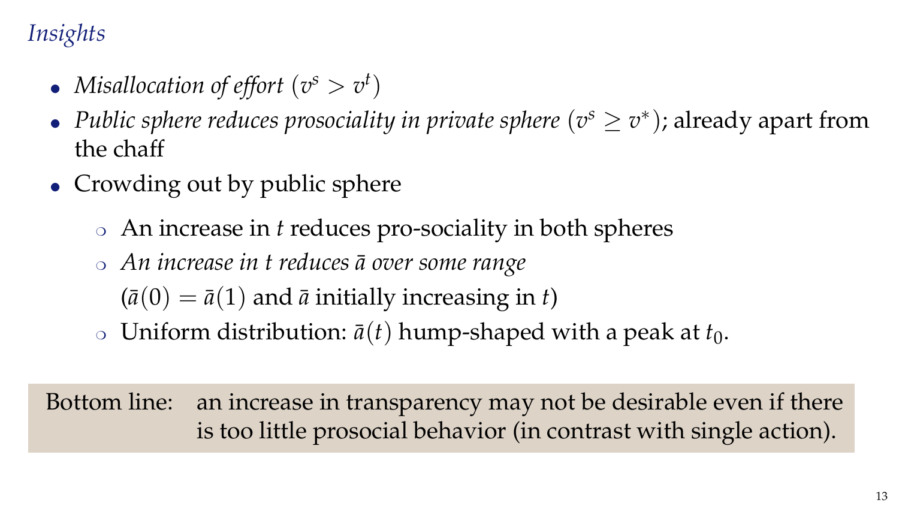## *Insights*

- *Misallocation of effort* ($v^s > v^t$)
- *Public sphere reduces prosociality in private sphere* ($v^s \geq v^*$); already apart from the chaff
- Crowding out by public sphere
  - An increase in $t$ reduces pro-sociality in both spheres
  - *An increase in $t$ reduces $\bar{a}$ over some range*
    ($\bar{a}(0) = \bar{a}(1)$ and $\bar{a}$ initially increasing in $t$)
  - Uniform distribution: $\bar{a}(t)$ hump-shaped with a peak at $t_0$.

Bottom line: an increase in transparency may not be desirable even if there is too little prosocial behavior (in contrast with single action).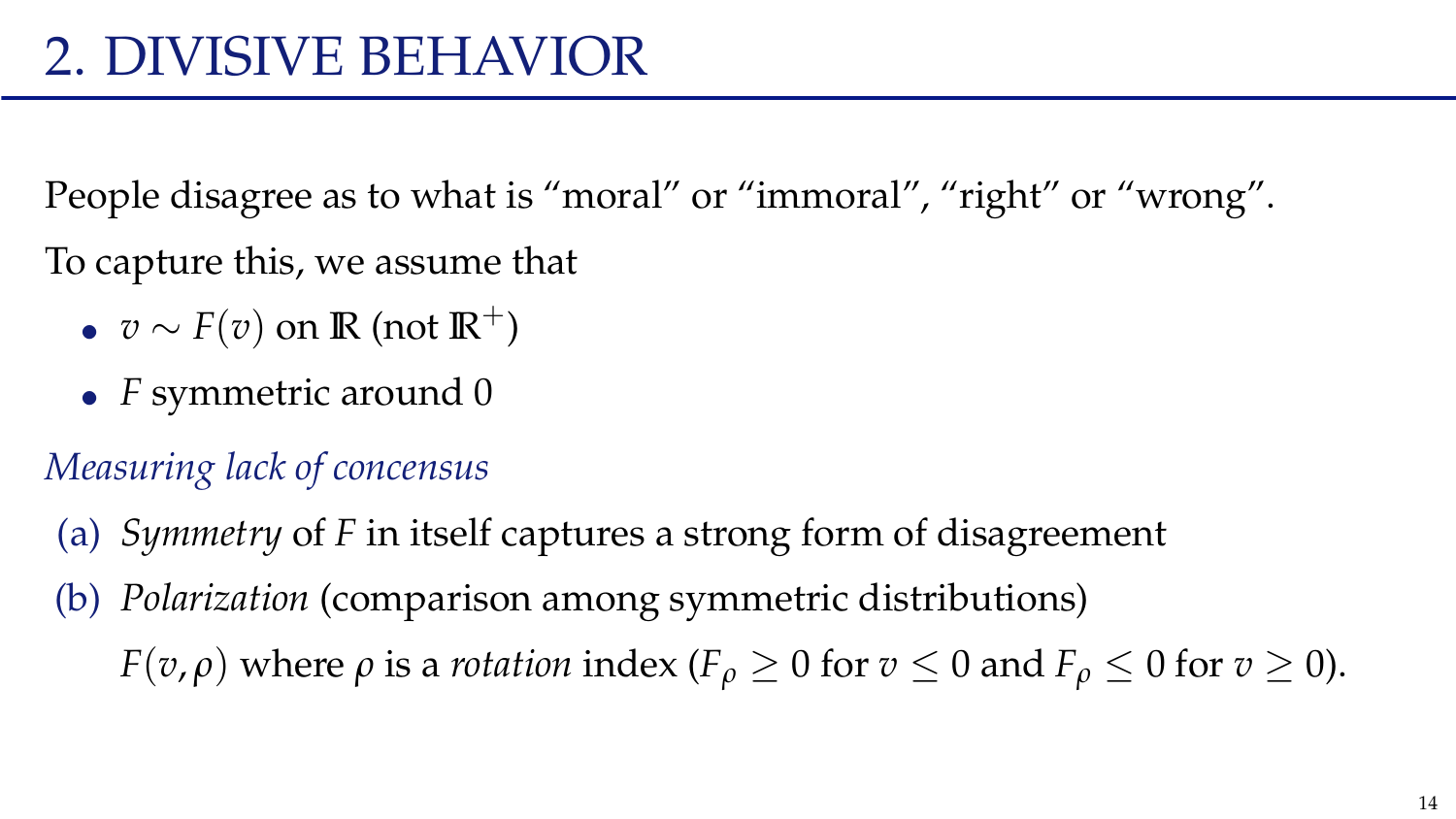# 2. DIVISIVE BEHAVIOR

People disagree as to what is "moral" or "immoral", "right" or "wrong".

To capture this, we assume that

- $v \sim F(v)$ on $\mathbb{R}$ (not $\mathbb{R}^+$)
- $F$ symmetric around 0

*Measuring lack of concensus*

(a) *Symmetry* of $F$ in itself captures a strong form of disagreement

(b) *Polarization* (comparison among symmetric distributions)

$F(v, \rho)$ where $\rho$ is a *rotation* index ($F_\rho \geq 0$ for $v \leq 0$ and $F_\rho \leq 0$ for $v \geq 0$).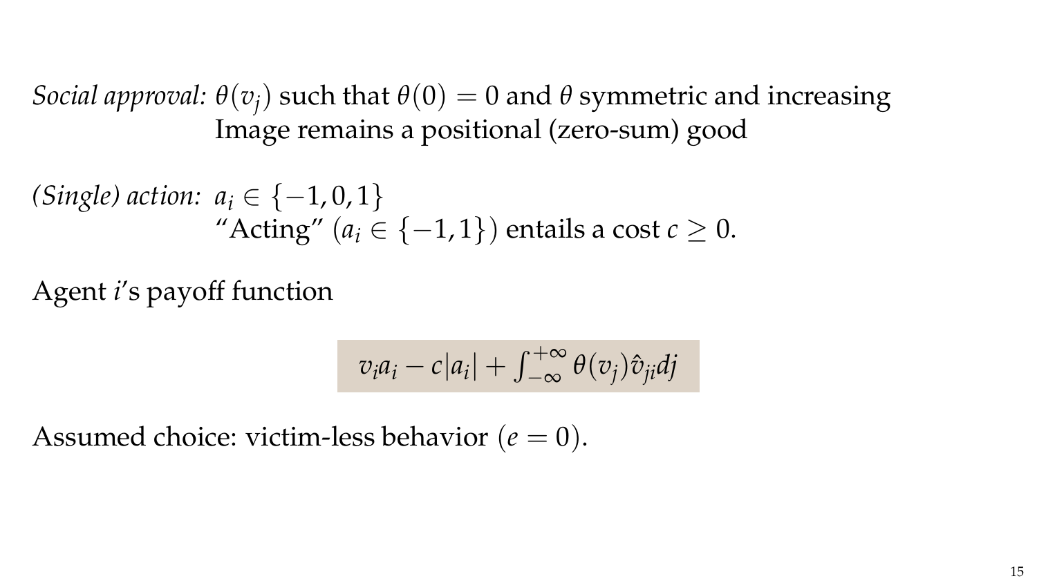*Social approval:* $\theta(v_j)$ such that $\theta(0) = 0$ and $\theta$ symmetric and increasing
Image remains a positional (zero-sum) good

*(Single) action:* $a_i \in \{-1, 0, 1\}$
"Acting" ($a_i \in \{-1, 1\}$) entails a cost $c \geq 0$.

Agent $i$'s payoff function

$$v_i a_i - c|a_i| + \int_{-\infty}^{+\infty} \theta(v_j) \hat{v}_{ji} dj$$

Assumed choice: victim-less behavior ($e = 0$).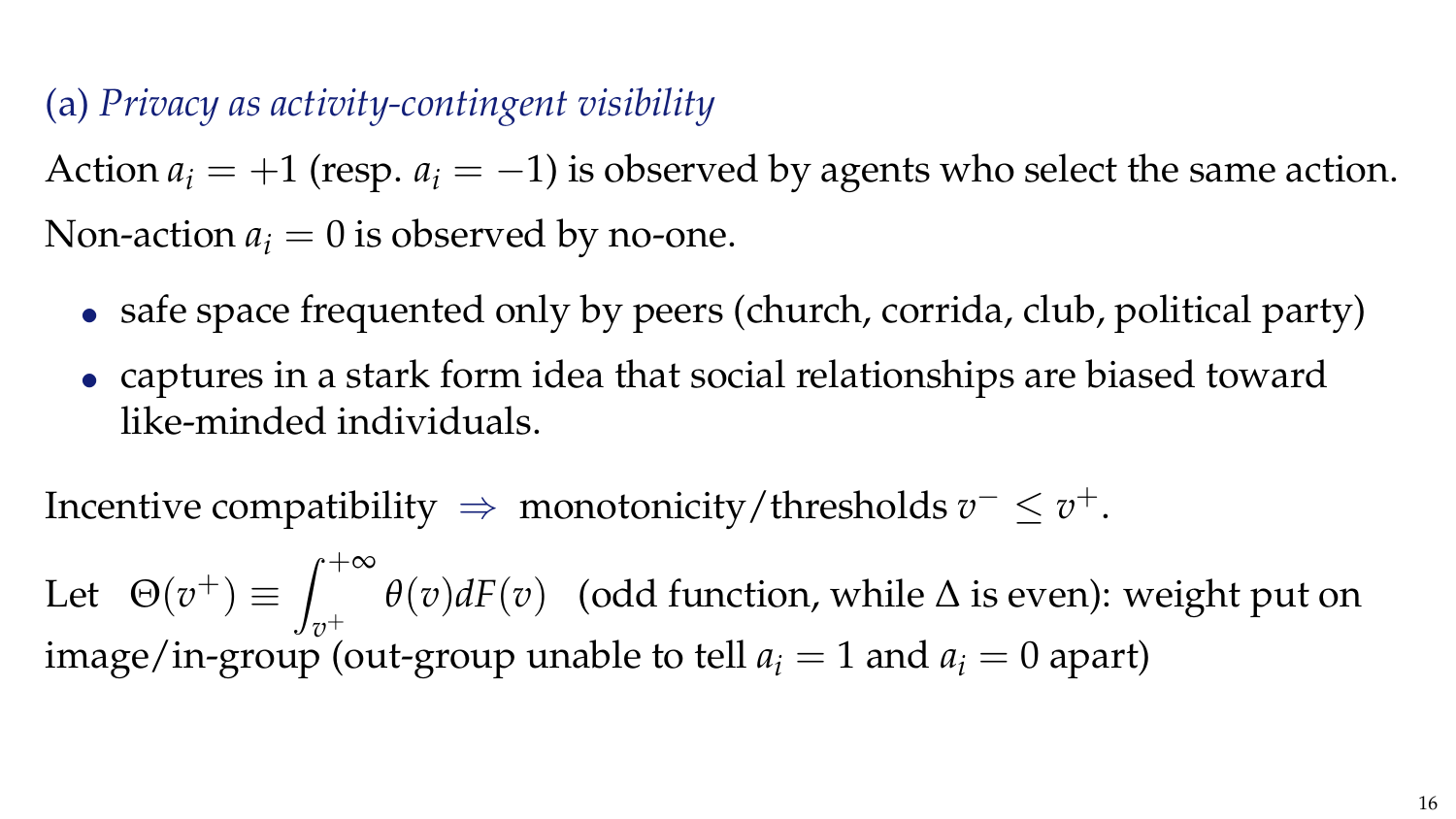### (a) *Privacy as activity-contingent visibility*

Action $a_i = +1$ (resp. $a_i = -1$) is observed by agents who select the same action.

Non-action $a_i = 0$ is observed by no-one.

- safe space frequented only by peers (church, corrida, club, political party)
- captures in a stark form idea that social relationships are biased toward like-minded individuals.

Incentive compatibility $\Rightarrow$ monotonicity/thresholds $v^- \leq v^+$.

Let $\Theta(v^+) \equiv \int_{v^+}^{+\infty} \theta(v) dF(v)$ (odd function, while $\Delta$ is even): weight put on image/in-group (out-group unable to tell $a_i = 1$ and $a_i = 0$ apart)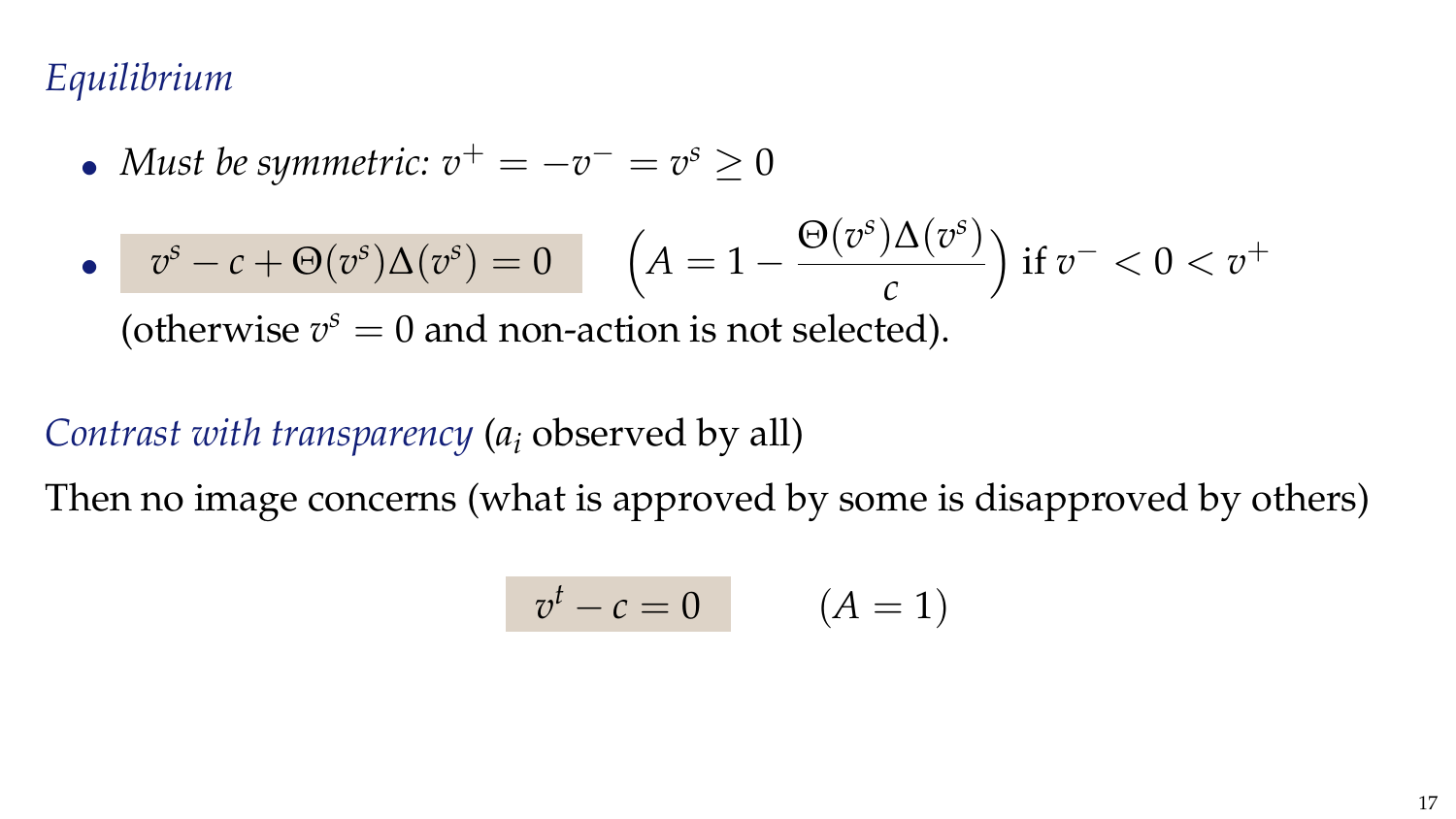## *Equilibrium*

- *Must be symmetric:* $v^+ = -v^- = v^s \geq 0$
- $v^s - c + \Theta(v^s)\Delta(v^s) = 0$ $\quad \left(A = 1 - \dfrac{\Theta(v^s)\Delta(v^s)}{c}\right)$ if $v^- < 0 < v^+$

  (otherwise $v^s = 0$ and non-action is not selected).

*Contrast with transparency* ($a_i$ observed by all)

Then no image concerns (what is approved by some is disapproved by others)

$$v^t - c = 0 \qquad (A = 1)$$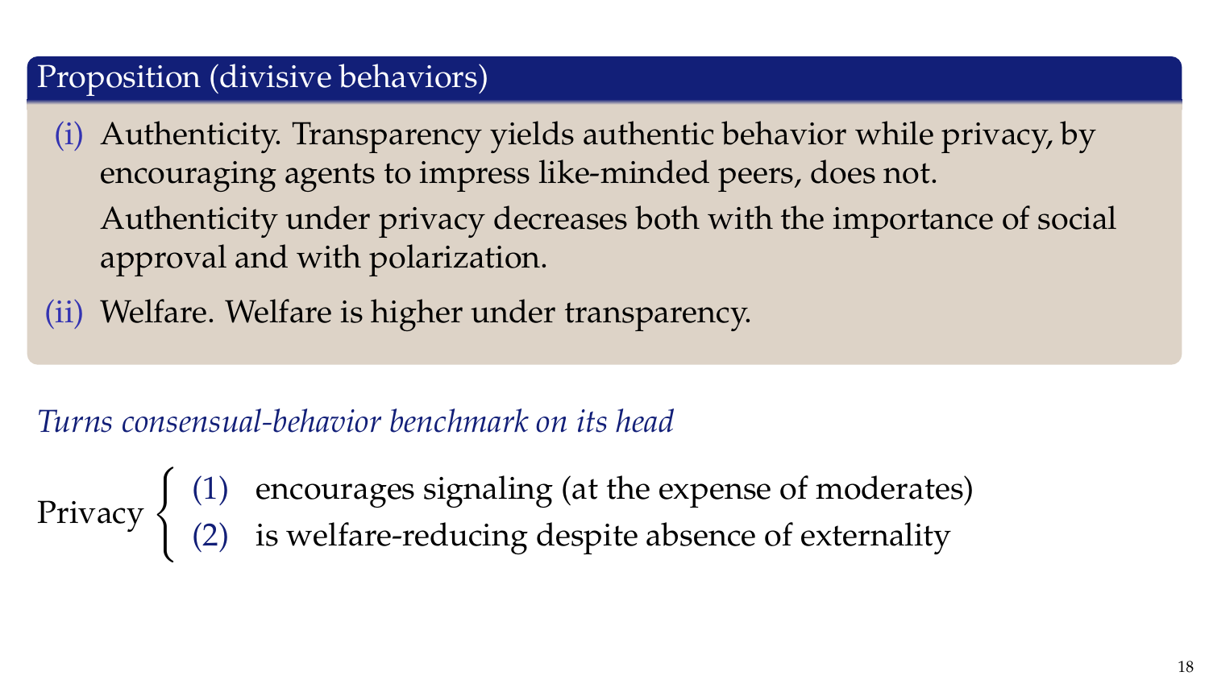### Proposition (divisive behaviors)

(i) Authenticity. Transparency yields authentic behavior while privacy, by encouraging agents to impress like-minded peers, does not.

Authenticity under privacy decreases both with the importance of social approval and with polarization.

(ii) Welfare. Welfare is higher under transparency.

*Turns consensual-behavior benchmark on its head*

Privacy
- (1) encourages signaling (at the expense of moderates)
- (2) is welfare-reducing despite absence of externality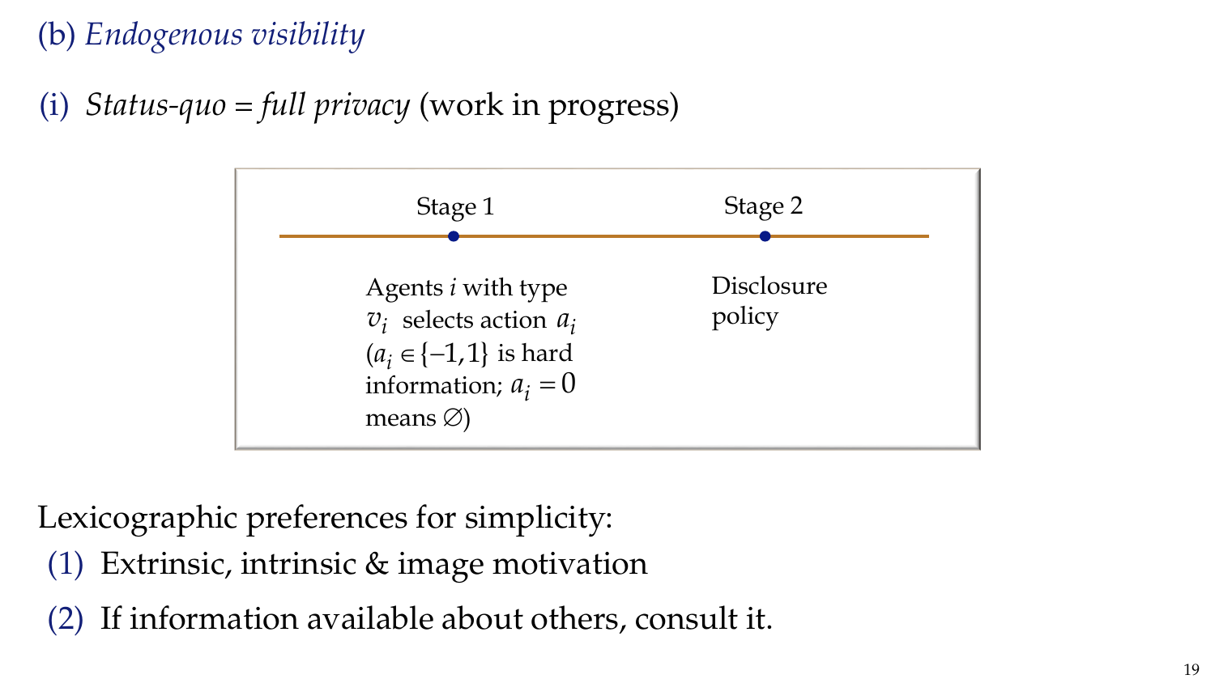(b) *Endogenous visibility*

(i) *Status-quo = full privacy* (work in progress)

**Stage 1**

Agents $i$ with type $v_i$ selects action $a_i$ ($a_i \in \{-1,1\}$ is hard information; $a_i = 0$ means $\varnothing$)

**Stage 2**

Disclosure policy

Lexicographic preferences for simplicity:

1. Extrinsic, intrinsic & image motivation
2. If information available about others, consult it.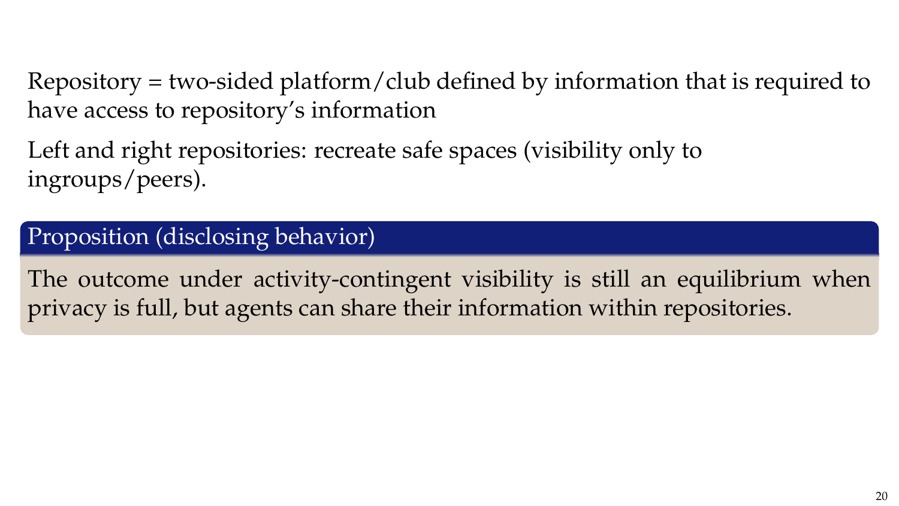Repository = two-sided platform/club defined by information that is required to have access to repository's information

Left and right repositories: recreate safe spaces (visibility only to ingroups/peers).

**Proposition (disclosing behavior)**

The outcome under activity-contingent visibility is still an equilibrium when privacy is full, but agents can share their information within repositories.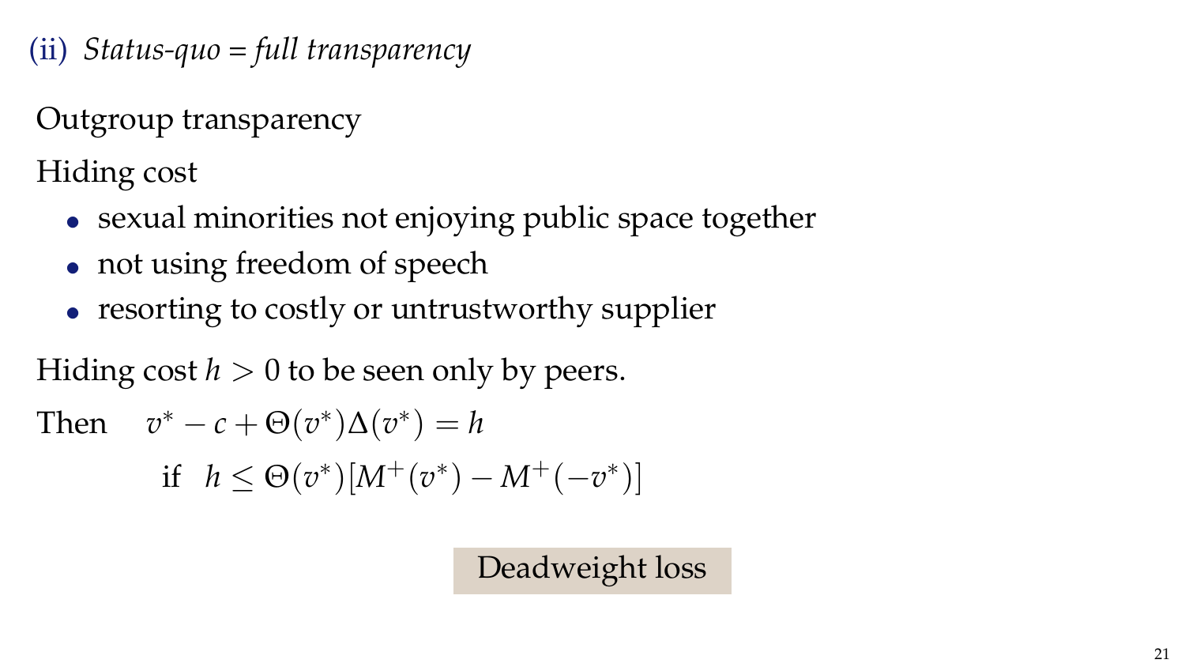## (ii) *Status-quo = full transparency*

Outgroup transparency

Hiding cost

- sexual minorities not enjoying public space together
- not using freedom of speech
- resorting to costly or untrustworthy supplier

Hiding cost $h > 0$ to be seen only by peers.

Then $\quad v^* - c + \Theta(v^*)\Delta(v^*) = h$

$$\text{if} \quad h \leq \Theta(v^*)[M^+(v^*) - M^+(-v^*)]$$

Deadweight loss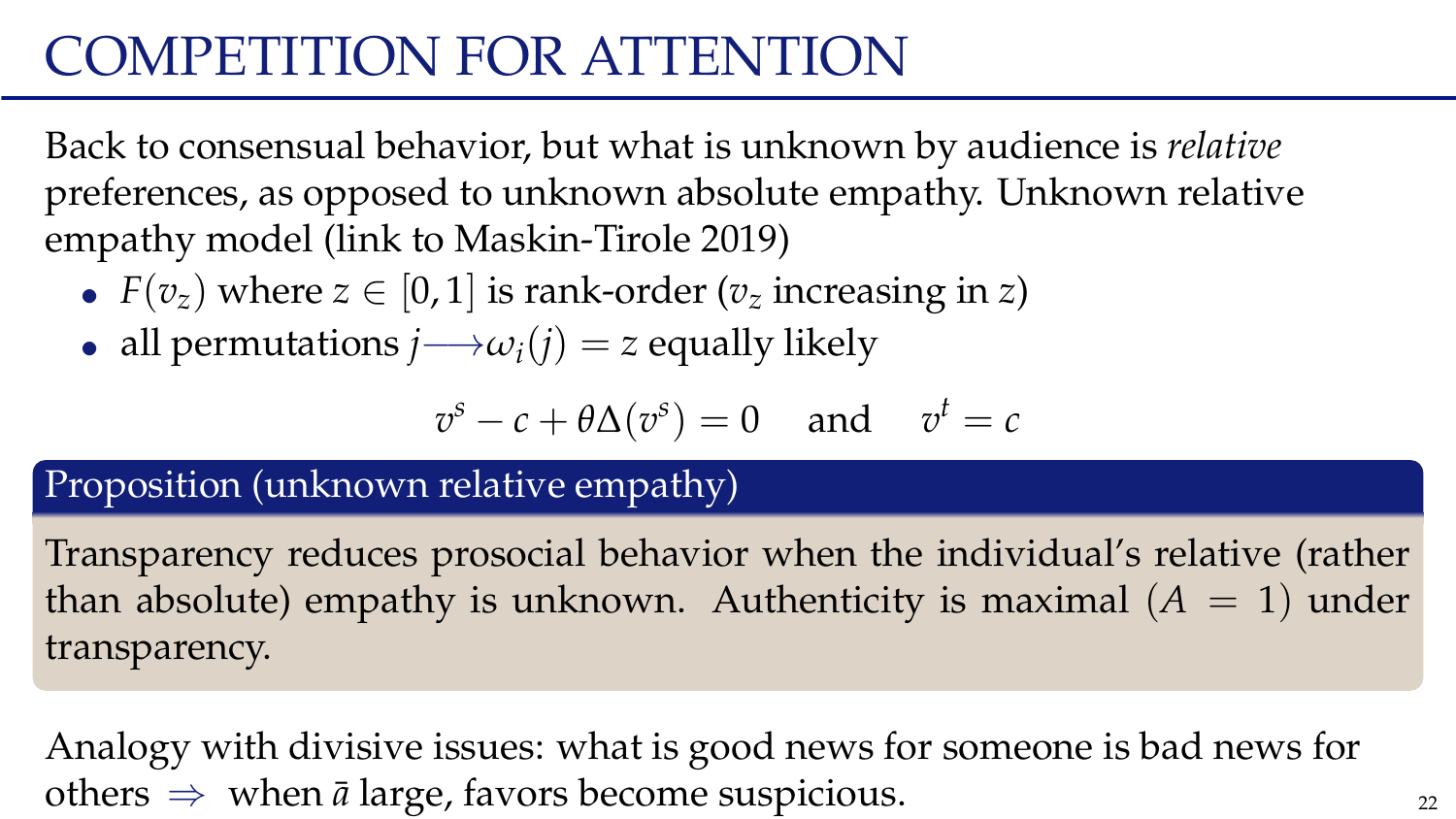# COMPETITION FOR ATTENTION

Back to consensual behavior, but what is unknown by audience is *relative* preferences, as opposed to unknown absolute empathy. Unknown relative empathy model (link to Maskin-Tirole 2019)

- $F(v_z)$ where $z \in [0,1]$ is rank-order ($v_z$ increasing in $z$)
- all permutations $j \longrightarrow \omega_i(j) = z$ equally likely

$$v^s - c + \theta\Delta(v^s) = 0 \quad \text{and} \quad v^t = c$$

**Proposition (unknown relative empathy)**

Transparency reduces prosocial behavior when the individual's relative (rather than absolute) empathy is unknown. Authenticity is maximal ($A = 1$) under transparency.

Analogy with divisive issues: what is good news for someone is bad news for others $\Rightarrow$ when $\bar{a}$ large, favors become suspicious.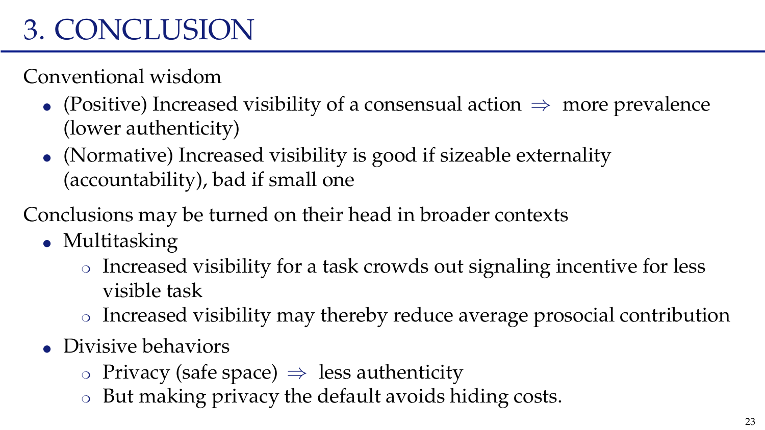# 3. CONCLUSION

Conventional wisdom

- (Positive) Increased visibility of a consensual action $\Rightarrow$ more prevalence (lower authenticity)
- (Normative) Increased visibility is good if sizeable externality (accountability), bad if small one

Conclusions may be turned on their head in broader contexts

- Multitasking
  - Increased visibility for a task crowds out signaling incentive for less visible task
  - Increased visibility may thereby reduce average prosocial contribution
- Divisive behaviors
  - Privacy (safe space) $\Rightarrow$ less authenticity
  - But making privacy the default avoids hiding costs.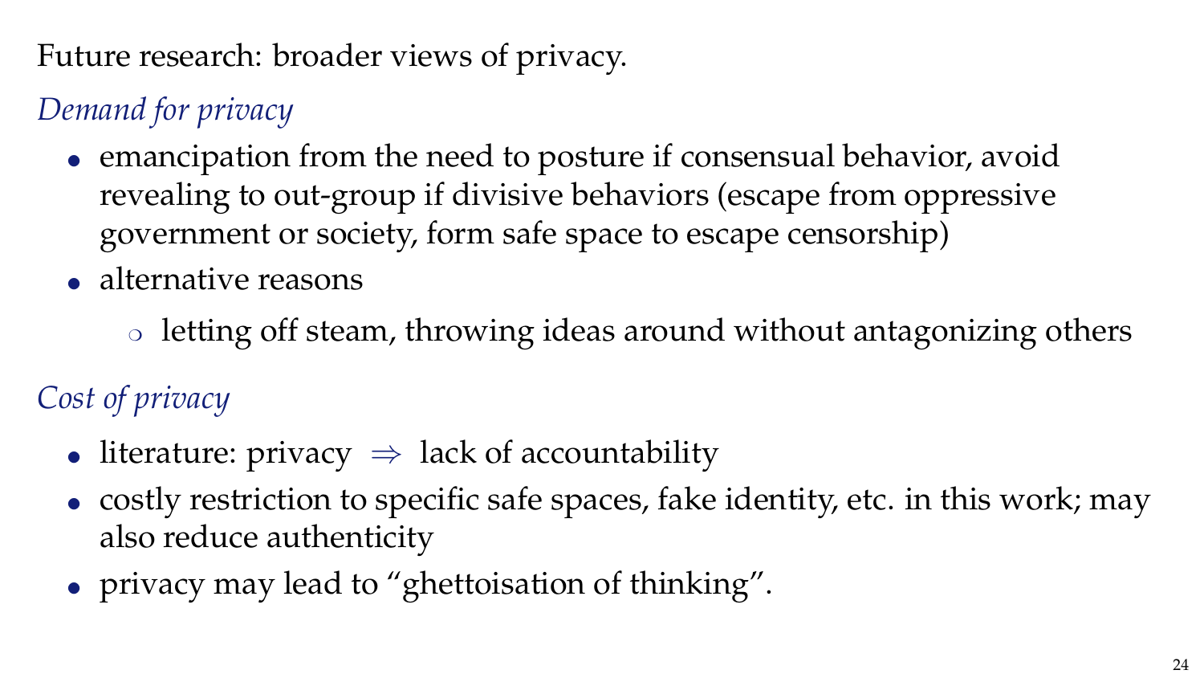Future research: broader views of privacy.

*Demand for privacy*

- emancipation from the need to posture if consensual behavior, avoid revealing to out-group if divisive behaviors (escape from oppressive government or society, form safe space to escape censorship)
- alternative reasons
  - letting off steam, throwing ideas around without antagonizing others

*Cost of privacy*

- literature: privacy $\Rightarrow$ lack of accountability
- costly restriction to specific safe spaces, fake identity, etc. in this work; may also reduce authenticity
- privacy may lead to "ghettoisation of thinking".